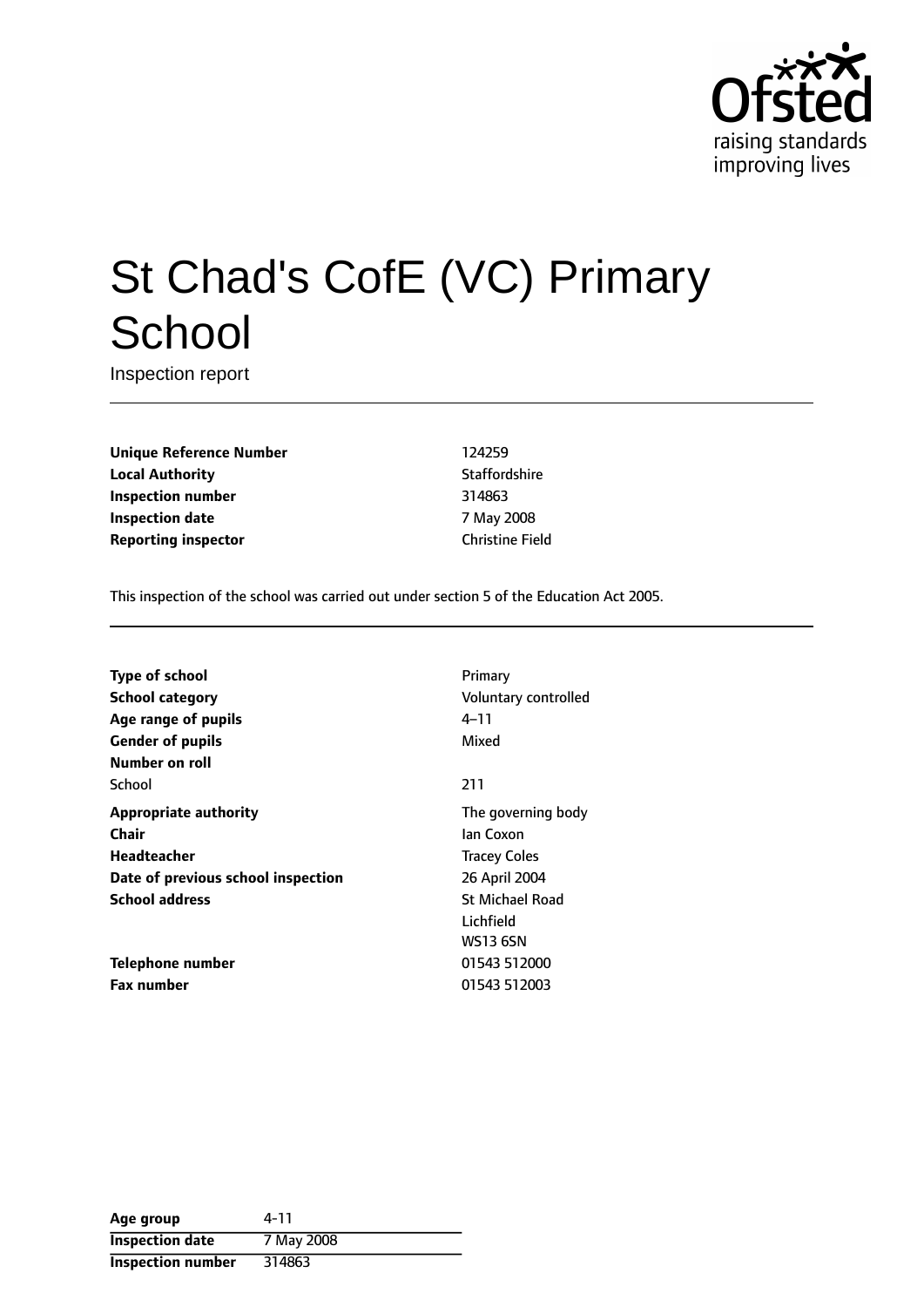# St Chad's CofE (VC) Primary School

Inspection report

| | |
|---|---|
| **Unique Reference Number** | 124259 |
| **Local Authority** | Staffordshire |
| **Inspection number** | 314863 |
| **Inspection date** | 7 May 2008 |
| **Reporting inspector** | Christine Field |

This inspection of the school was carried out under section 5 of the Education Act 2005.

| | |
|---|---|
| **Type of school** | Primary |
| **School category** | Voluntary controlled |
| **Age range of pupils** | 4–11 |
| **Gender of pupils** | Mixed |
| **Number on roll** | |
| School | 211 |
| **Appropriate authority** | The governing body |
| **Chair** | Ian Coxon |
| **Headteacher** | Tracey Coles |
| **Date of previous school inspection** | 26 April 2004 |
| **School address** | St Michael Road<br>Lichfield<br>WS13 6SN |
| **Telephone number** | 01543 512000 |
| **Fax number** | 01543 512003 |

| | |
|---|---|
| **Age group** | 4-11 |
| **Inspection date** | 7 May 2008 |
| **Inspection number** | 314863 |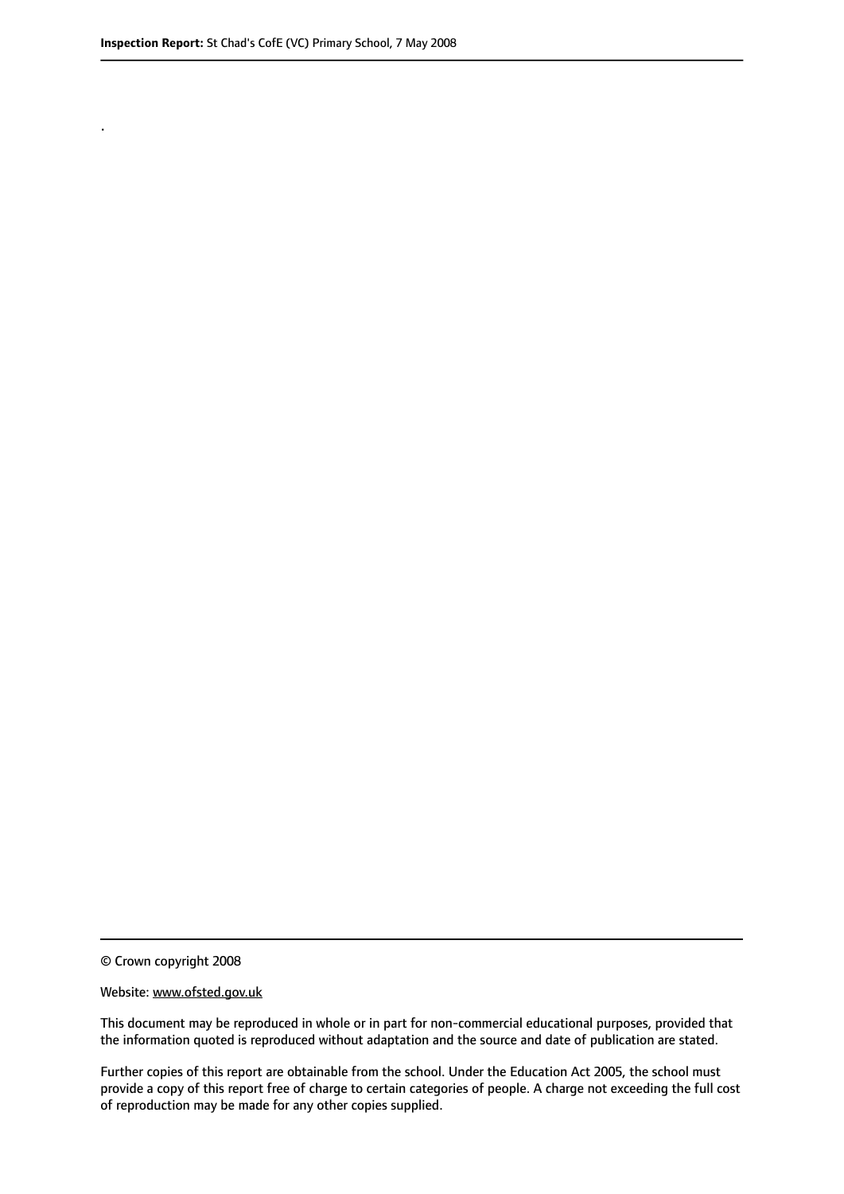.

© Crown copyright 2008

Website: www.ofsted.gov.uk

This document may be reproduced in whole or in part for non-commercial educational purposes, provided that the information quoted is reproduced without adaptation and the source and date of publication are stated.

Further copies of this report are obtainable from the school. Under the Education Act 2005, the school must provide a copy of this report free of charge to certain categories of people. A charge not exceeding the full cost of reproduction may be made for any other copies supplied.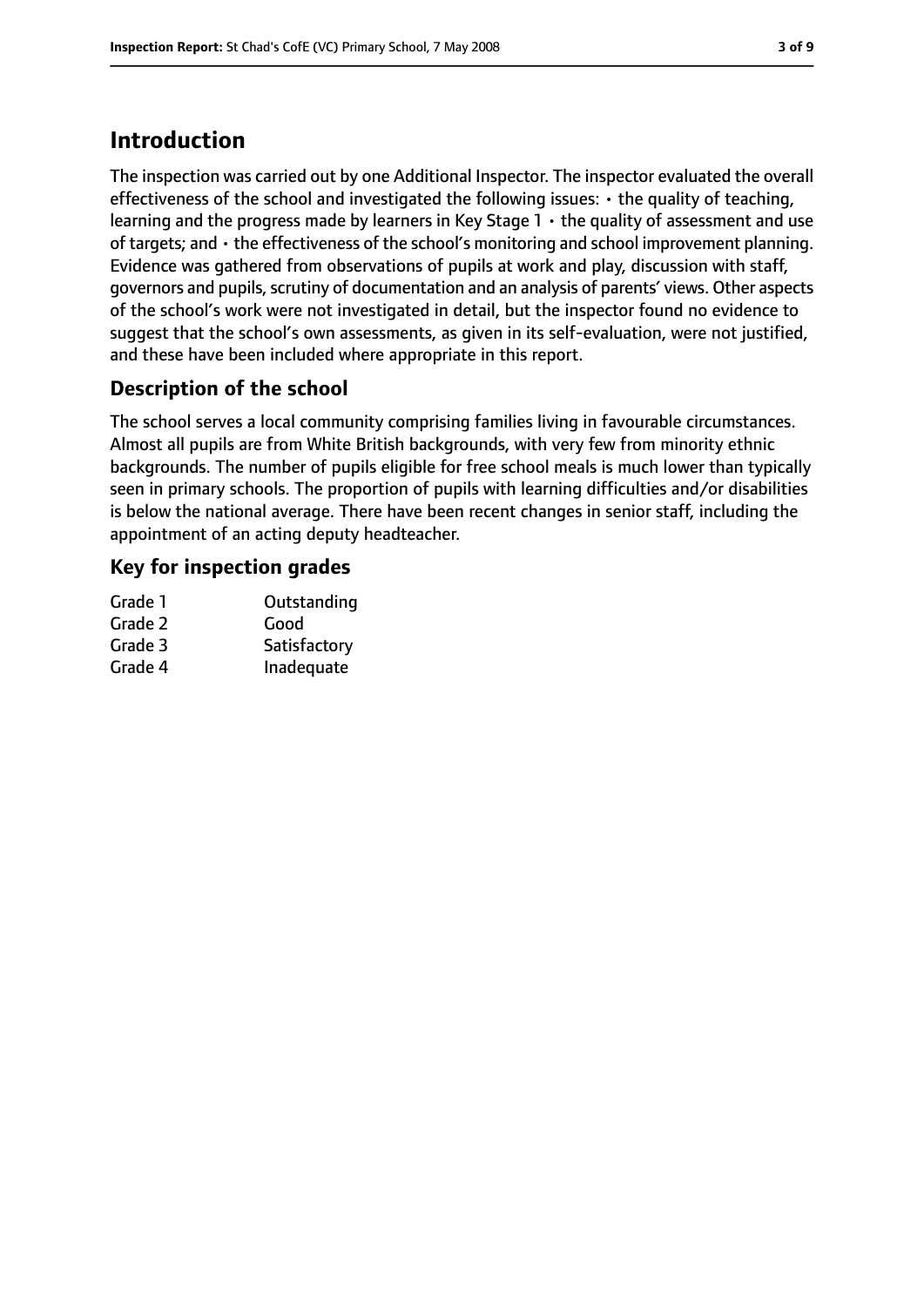# Introduction

The inspection was carried out by one Additional Inspector. The inspector evaluated the overall effectiveness of the school and investigated the following issues: • the quality of teaching, learning and the progress made by learners in Key Stage 1 • the quality of assessment and use of targets; and • the effectiveness of the school's monitoring and school improvement planning. Evidence was gathered from observations of pupils at work and play, discussion with staff, governors and pupils, scrutiny of documentation and an analysis of parents' views. Other aspects of the school's work were not investigated in detail, but the inspector found no evidence to suggest that the school's own assessments, as given in its self-evaluation, were not justified, and these have been included where appropriate in this report.

## Description of the school

The school serves a local community comprising families living in favourable circumstances. Almost all pupils are from White British backgrounds, with very few from minority ethnic backgrounds. The number of pupils eligible for free school meals is much lower than typically seen in primary schools. The proportion of pupils with learning difficulties and/or disabilities is below the national average. There have been recent changes in senior staff, including the appointment of an acting deputy headteacher.

## Key for inspection grades

| | |
|---|---|
| Grade 1 | Outstanding |
| Grade 2 | Good |
| Grade 3 | Satisfactory |
| Grade 4 | Inadequate |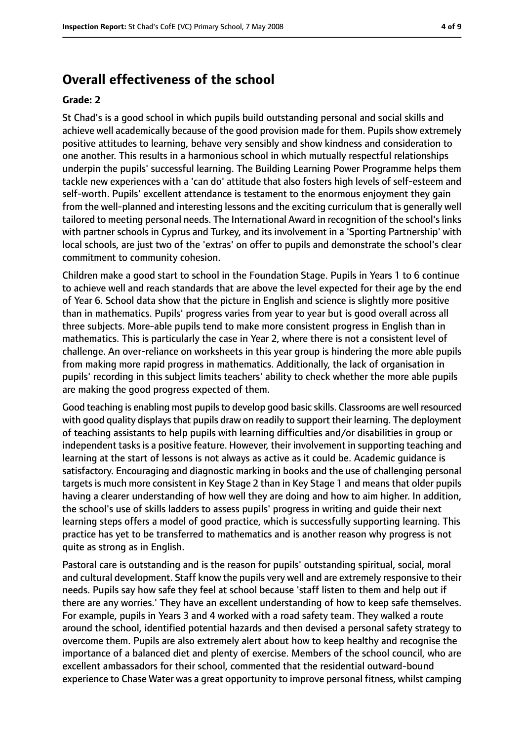## Overall effectiveness of the school

### Grade: 2

St Chad's is a good school in which pupils build outstanding personal and social skills and achieve well academically because of the good provision made for them. Pupils show extremely positive attitudes to learning, behave very sensibly and show kindness and consideration to one another. This results in a harmonious school in which mutually respectful relationships underpin the pupils' successful learning. The Building Learning Power Programme helps them tackle new experiences with a 'can do' attitude that also fosters high levels of self-esteem and self-worth. Pupils' excellent attendance is testament to the enormous enjoyment they gain from the well-planned and interesting lessons and the exciting curriculum that is generally well tailored to meeting personal needs. The International Award in recognition of the school's links with partner schools in Cyprus and Turkey, and its involvement in a 'Sporting Partnership' with local schools, are just two of the 'extras' on offer to pupils and demonstrate the school's clear commitment to community cohesion.

Children make a good start to school in the Foundation Stage. Pupils in Years 1 to 6 continue to achieve well and reach standards that are above the level expected for their age by the end of Year 6. School data show that the picture in English and science is slightly more positive than in mathematics. Pupils' progress varies from year to year but is good overall across all three subjects. More-able pupils tend to make more consistent progress in English than in mathematics. This is particularly the case in Year 2, where there is not a consistent level of challenge. An over-reliance on worksheets in this year group is hindering the more able pupils from making more rapid progress in mathematics. Additionally, the lack of organisation in pupils' recording in this subject limits teachers' ability to check whether the more able pupils are making the good progress expected of them.

Good teaching is enabling most pupils to develop good basic skills. Classrooms are well resourced with good quality displays that pupils draw on readily to support their learning. The deployment of teaching assistants to help pupils with learning difficulties and/or disabilities in group or independent tasks is a positive feature. However, their involvement in supporting teaching and learning at the start of lessons is not always as active as it could be. Academic guidance is satisfactory. Encouraging and diagnostic marking in books and the use of challenging personal targets is much more consistent in Key Stage 2 than in Key Stage 1 and means that older pupils having a clearer understanding of how well they are doing and how to aim higher. In addition, the school's use of skills ladders to assess pupils' progress in writing and guide their next learning steps offers a model of good practice, which is successfully supporting learning. This practice has yet to be transferred to mathematics and is another reason why progress is not quite as strong as in English.

Pastoral care is outstanding and is the reason for pupils' outstanding spiritual, social, moral and cultural development. Staff know the pupils very well and are extremely responsive to their needs. Pupils say how safe they feel at school because 'staff listen to them and help out if there are any worries.' They have an excellent understanding of how to keep safe themselves. For example, pupils in Years 3 and 4 worked with a road safety team. They walked a route around the school, identified potential hazards and then devised a personal safety strategy to overcome them. Pupils are also extremely alert about how to keep healthy and recognise the importance of a balanced diet and plenty of exercise. Members of the school council, who are excellent ambassadors for their school, commented that the residential outward-bound experience to Chase Water was a great opportunity to improve personal fitness, whilst camping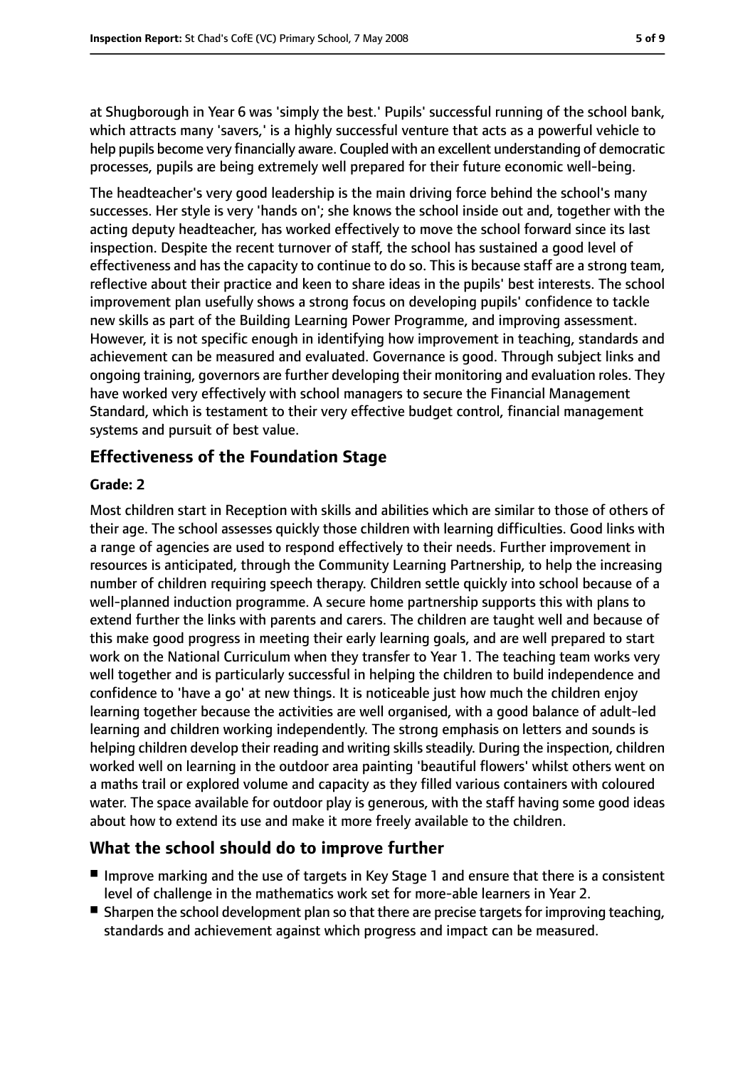at Shugborough in Year 6 was 'simply the best.' Pupils' successful running of the school bank, which attracts many 'savers,' is a highly successful venture that acts as a powerful vehicle to help pupils become very financially aware. Coupled with an excellent understanding of democratic processes, pupils are being extremely well prepared for their future economic well-being.

The headteacher's very good leadership is the main driving force behind the school's many successes. Her style is very 'hands on'; she knows the school inside out and, together with the acting deputy headteacher, has worked effectively to move the school forward since its last inspection. Despite the recent turnover of staff, the school has sustained a good level of effectiveness and has the capacity to continue to do so. This is because staff are a strong team, reflective about their practice and keen to share ideas in the pupils' best interests. The school improvement plan usefully shows a strong focus on developing pupils' confidence to tackle new skills as part of the Building Learning Power Programme, and improving assessment. However, it is not specific enough in identifying how improvement in teaching, standards and achievement can be measured and evaluated. Governance is good. Through subject links and ongoing training, governors are further developing their monitoring and evaluation roles. They have worked very effectively with school managers to secure the Financial Management Standard, which is testament to their very effective budget control, financial management systems and pursuit of best value.

## Effectiveness of the Foundation Stage

**Grade: 2**

Most children start in Reception with skills and abilities which are similar to those of others of their age. The school assesses quickly those children with learning difficulties. Good links with a range of agencies are used to respond effectively to their needs. Further improvement in resources is anticipated, through the Community Learning Partnership, to help the increasing number of children requiring speech therapy. Children settle quickly into school because of a well-planned induction programme. A secure home partnership supports this with plans to extend further the links with parents and carers. The children are taught well and because of this make good progress in meeting their early learning goals, and are well prepared to start work on the National Curriculum when they transfer to Year 1. The teaching team works very well together and is particularly successful in helping the children to build independence and confidence to 'have a go' at new things. It is noticeable just how much the children enjoy learning together because the activities are well organised, with a good balance of adult-led learning and children working independently. The strong emphasis on letters and sounds is helping children develop their reading and writing skills steadily. During the inspection, children worked well on learning in the outdoor area painting 'beautiful flowers' whilst others went on a maths trail or explored volume and capacity as they filled various containers with coloured water. The space available for outdoor play is generous, with the staff having some good ideas about how to extend its use and make it more freely available to the children.

## What the school should do to improve further

- Improve marking and the use of targets in Key Stage 1 and ensure that there is a consistent level of challenge in the mathematics work set for more-able learners in Year 2.
- Sharpen the school development plan so that there are precise targets for improving teaching, standards and achievement against which progress and impact can be measured.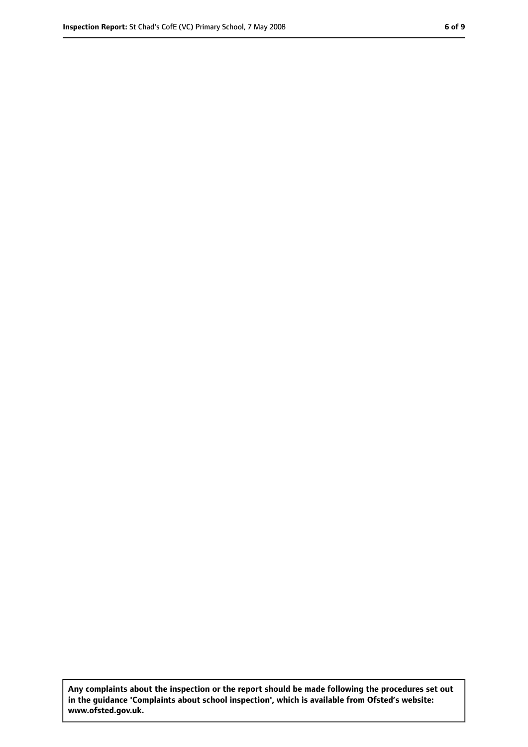**Any complaints about the inspection or the report should be made following the procedures set out in the guidance 'Complaints about school inspection', which is available from Ofsted's website: www.ofsted.gov.uk.**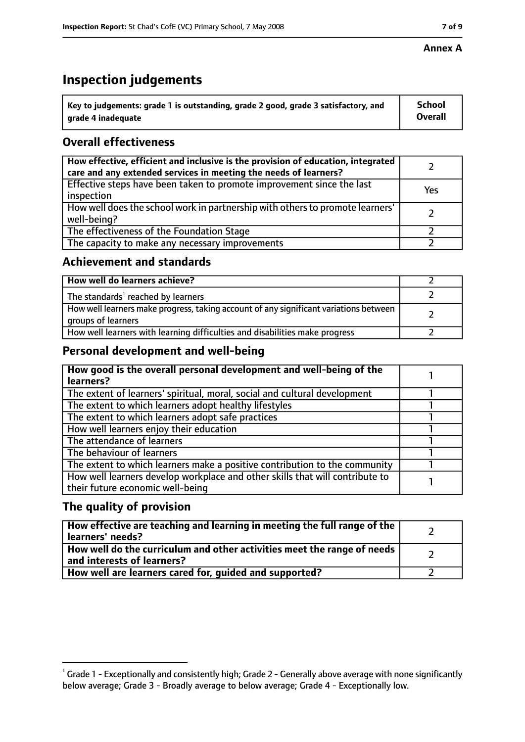**Annex A**

# Inspection judgements

| Key to judgements: grade 1 is outstanding, grade 2 good, grade 3 satisfactory, and grade 4 inadequate | School Overall |
|---|---|

## Overall effectiveness

| | |
|---|---|
| How effective, efficient and inclusive is the provision of education, integrated care and any extended services in meeting the needs of learners? | 2 |
| Effective steps have been taken to promote improvement since the last inspection | Yes |
| How well does the school work in partnership with others to promote learners' well-being? | 2 |
| The effectiveness of the Foundation Stage | 2 |
| The capacity to make any necessary improvements | 2 |

## Achievement and standards

| | |
|---|---|
| How well do learners achieve? | 2 |
| The standards[1] reached by learners | 2 |
| How well learners make progress, taking account of any significant variations between groups of learners | 2 |
| How well learners with learning difficulties and disabilities make progress | 2 |

## Personal development and well-being

| | |
|---|---|
| How good is the overall personal development and well-being of the learners? | 1 |
| The extent of learners' spiritual, moral, social and cultural development | 1 |
| The extent to which learners adopt healthy lifestyles | 1 |
| The extent to which learners adopt safe practices | 1 |
| How well learners enjoy their education | 1 |
| The attendance of learners | 1 |
| The behaviour of learners | 1 |
| The extent to which learners make a positive contribution to the community | 1 |
| How well learners develop workplace and other skills that will contribute to their future economic well-being | 1 |

## The quality of provision

| | |
|---|---|
| How effective are teaching and learning in meeting the full range of the learners' needs? | 2 |
| How well do the curriculum and other activities meet the range of needs and interests of learners? | 2 |
| How well are learners cared for, guided and supported? | 2 |

[1] Grade 1 - Exceptionally and consistently high; Grade 2 - Generally above average with none significantly below average; Grade 3 - Broadly average to below average; Grade 4 - Exceptionally low.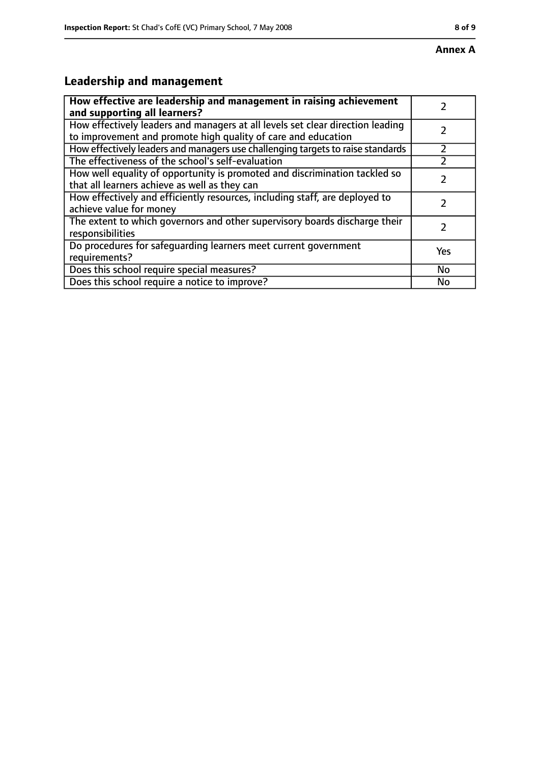**Annex A**

## Leadership and management

| **How effective are leadership and management in raising achievement and supporting all learners?** | 2 |
|---|---|
| How effectively leaders and managers at all levels set clear direction leading to improvement and promote high quality of care and education | 2 |
| How effectively leaders and managers use challenging targets to raise standards | 2 |
| The effectiveness of the school's self-evaluation | 2 |
| How well equality of opportunity is promoted and discrimination tackled so that all learners achieve as well as they can | 2 |
| How effectively and efficiently resources, including staff, are deployed to achieve value for money | 2 |
| The extent to which governors and other supervisory boards discharge their responsibilities | 2 |
| Do procedures for safeguarding learners meet current government requirements? | Yes |
| Does this school require special measures? | No |
| Does this school require a notice to improve? | No |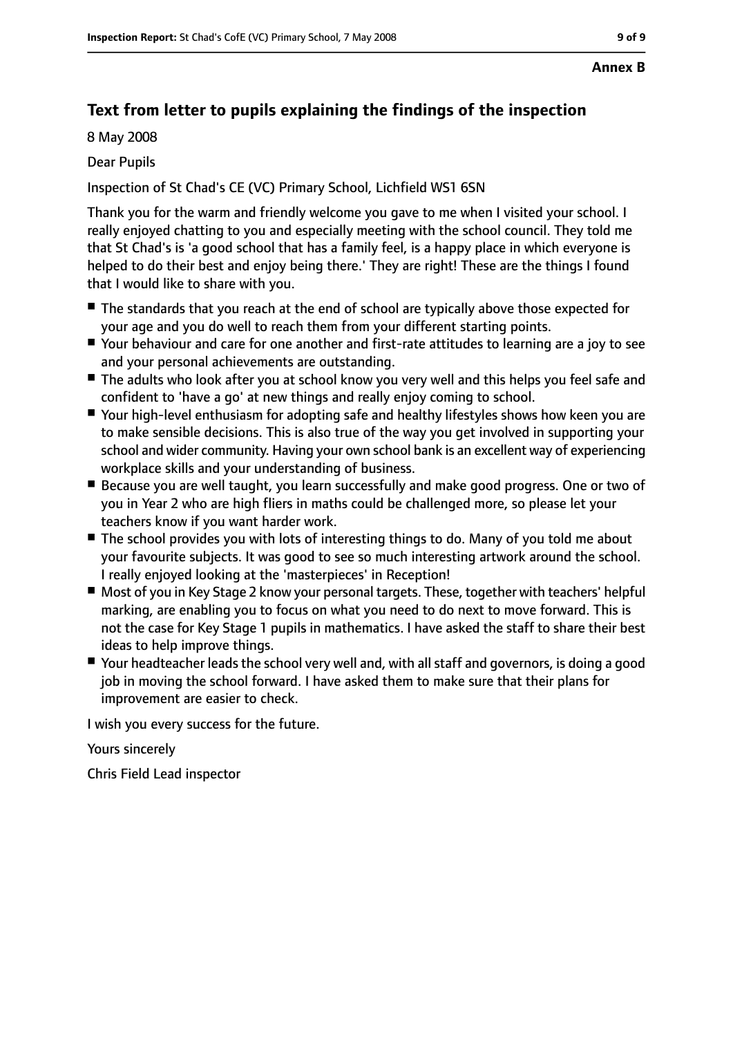**Annex B**

## Text from letter to pupils explaining the findings of the inspection

8 May 2008

Dear Pupils

Inspection of St Chad's CE (VC) Primary School, Lichfield WS1 6SN

Thank you for the warm and friendly welcome you gave to me when I visited your school. I really enjoyed chatting to you and especially meeting with the school council. They told me that St Chad's is 'a good school that has a family feel, is a happy place in which everyone is helped to do their best and enjoy being there.' They are right! These are the things I found that I would like to share with you.

- The standards that you reach at the end of school are typically above those expected for your age and you do well to reach them from your different starting points.
- Your behaviour and care for one another and first-rate attitudes to learning are a joy to see and your personal achievements are outstanding.
- The adults who look after you at school know you very well and this helps you feel safe and confident to 'have a go' at new things and really enjoy coming to school.
- Your high-level enthusiasm for adopting safe and healthy lifestyles shows how keen you are to make sensible decisions. This is also true of the way you get involved in supporting your school and wider community. Having your own school bank is an excellent way of experiencing workplace skills and your understanding of business.
- Because you are well taught, you learn successfully and make good progress. One or two of you in Year 2 who are high fliers in maths could be challenged more, so please let your teachers know if you want harder work.
- The school provides you with lots of interesting things to do. Many of you told me about your favourite subjects. It was good to see so much interesting artwork around the school. I really enjoyed looking at the 'masterpieces' in Reception!
- Most of you in Key Stage 2 know your personal targets. These, together with teachers' helpful marking, are enabling you to focus on what you need to do next to move forward. This is not the case for Key Stage 1 pupils in mathematics. I have asked the staff to share their best ideas to help improve things.
- Your headteacher leads the school very well and, with all staff and governors, is doing a good job in moving the school forward. I have asked them to make sure that their plans for improvement are easier to check.

I wish you every success for the future.

Yours sincerely

Chris Field Lead inspector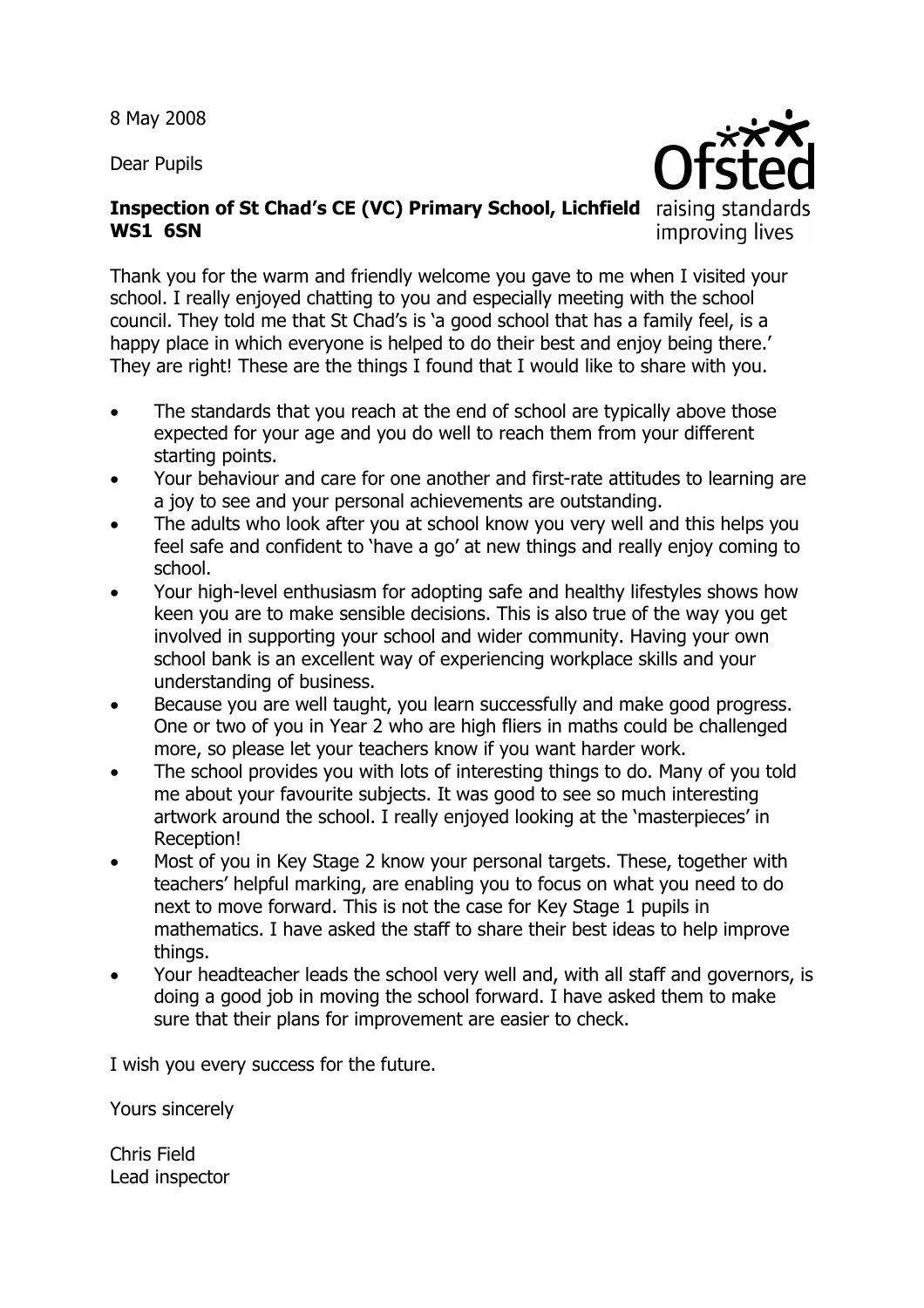8 May 2008

Dear Pupils

**Inspection of St Chad's CE (VC) Primary School, Lichfield WS1 6SN**

Thank you for the warm and friendly welcome you gave to me when I visited your school. I really enjoyed chatting to you and especially meeting with the school council. They told me that St Chad's is 'a good school that has a family feel, is a happy place in which everyone is helped to do their best and enjoy being there.' They are right! These are the things I found that I would like to share with you.

- The standards that you reach at the end of school are typically above those expected for your age and you do well to reach them from your different starting points.
- Your behaviour and care for one another and first-rate attitudes to learning are a joy to see and your personal achievements are outstanding.
- The adults who look after you at school know you very well and this helps you feel safe and confident to 'have a go' at new things and really enjoy coming to school.
- Your high-level enthusiasm for adopting safe and healthy lifestyles shows how keen you are to make sensible decisions. This is also true of the way you get involved in supporting your school and wider community. Having your own school bank is an excellent way of experiencing workplace skills and your understanding of business.
- Because you are well taught, you learn successfully and make good progress. One or two of you in Year 2 who are high fliers in maths could be challenged more, so please let your teachers know if you want harder work.
- The school provides you with lots of interesting things to do. Many of you told me about your favourite subjects. It was good to see so much interesting artwork around the school. I really enjoyed looking at the 'masterpieces' in Reception!
- Most of you in Key Stage 2 know your personal targets. These, together with teachers' helpful marking, are enabling you to focus on what you need to do next to move forward. This is not the case for Key Stage 1 pupils in mathematics. I have asked the staff to share their best ideas to help improve things.
- Your headteacher leads the school very well and, with all staff and governors, is doing a good job in moving the school forward. I have asked them to make sure that their plans for improvement are easier to check.

I wish you every success for the future.

Yours sincerely

Chris Field
Lead inspector